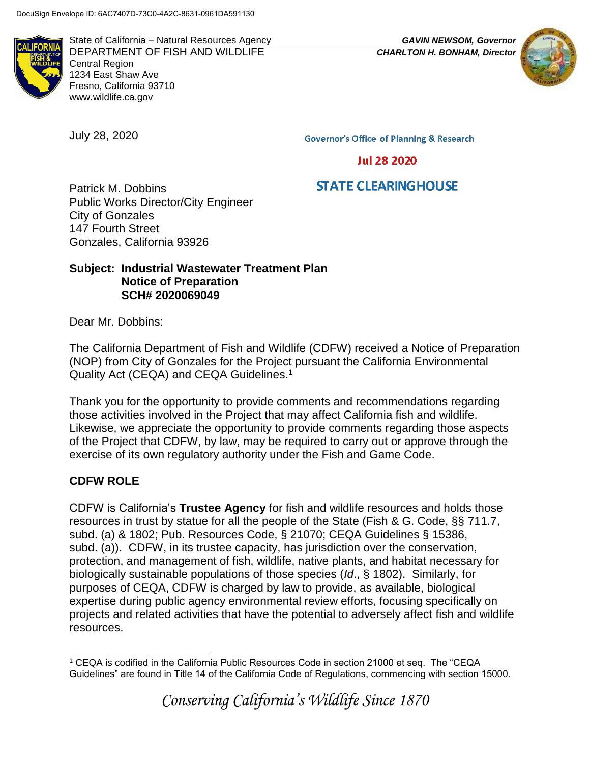DocuSign Envelope ID: 6AC7407D-73C0-4A2C-8631-0961DA591130

State of California – Natural Resources Agency
DEPARTMENT OF FISH AND WILDLIFE
Central Region
1234 East Shaw Ave
Fresno, California 93710
www.wildlife.ca.gov

***GAVIN NEWSOM, Governor***
***CHARLTON H. BONHAM, Director***

July 28, 2020

Governor's Office of Planning & Research

Jul 28 2020

STATE CLEARINGHOUSE

Patrick M. Dobbins
Public Works Director/City Engineer
City of Gonzales
147 Fourth Street
Gonzales, California 93926

**Subject: Industrial Wastewater Treatment Plan
Notice of Preparation
SCH# 2020069049**

Dear Mr. Dobbins:

The California Department of Fish and Wildlife (CDFW) received a Notice of Preparation (NOP) from City of Gonzales for the Project pursuant the California Environmental Quality Act (CEQA) and CEQA Guidelines.[1]

Thank you for the opportunity to provide comments and recommendations regarding those activities involved in the Project that may affect California fish and wildlife. Likewise, we appreciate the opportunity to provide comments regarding those aspects of the Project that CDFW, by law, may be required to carry out or approve through the exercise of its own regulatory authority under the Fish and Game Code.

**CDFW ROLE**

CDFW is California's **Trustee Agency** for fish and wildlife resources and holds those resources in trust by statue for all the people of the State (Fish & G. Code, §§ 711.7, subd. (a) & 1802; Pub. Resources Code, § 21070; CEQA Guidelines § 15386, subd. (a)). CDFW, in its trustee capacity, has jurisdiction over the conservation, protection, and management of fish, wildlife, native plants, and habitat necessary for biologically sustainable populations of those species (*Id*., § 1802). Similarly, for purposes of CEQA, CDFW is charged by law to provide, as available, biological expertise during public agency environmental review efforts, focusing specifically on projects and related activities that have the potential to adversely affect fish and wildlife resources.

[1] CEQA is codified in the California Public Resources Code in section 21000 et seq. The "CEQA Guidelines" are found in Title 14 of the California Code of Regulations, commencing with section 15000.

*Conserving California's Wildlife Since 1870*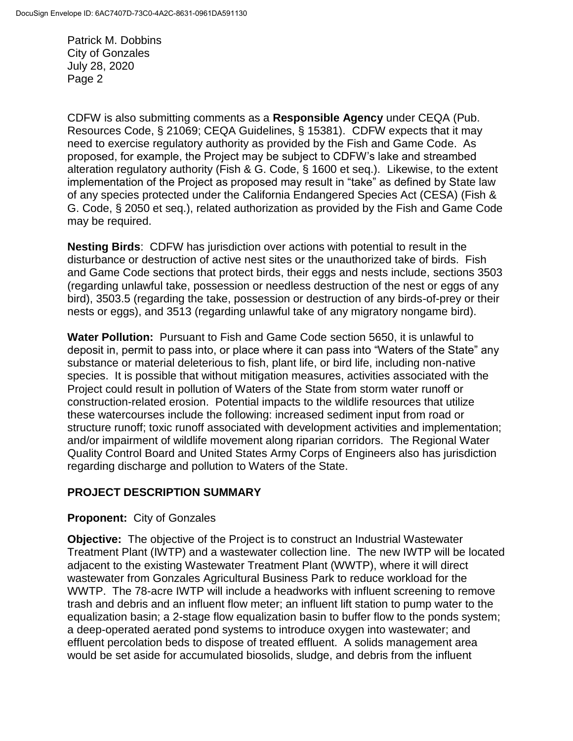CDFW is also submitting comments as a **Responsible Agency** under CEQA (Pub. Resources Code, § 21069; CEQA Guidelines, § 15381). CDFW expects that it may need to exercise regulatory authority as provided by the Fish and Game Code. As proposed, for example, the Project may be subject to CDFW's lake and streambed alteration regulatory authority (Fish & G. Code, § 1600 et seq.). Likewise, to the extent implementation of the Project as proposed may result in "take" as defined by State law of any species protected under the California Endangered Species Act (CESA) (Fish & G. Code, § 2050 et seq.), related authorization as provided by the Fish and Game Code may be required.

**Nesting Birds**: CDFW has jurisdiction over actions with potential to result in the disturbance or destruction of active nest sites or the unauthorized take of birds. Fish and Game Code sections that protect birds, their eggs and nests include, sections 3503 (regarding unlawful take, possession or needless destruction of the nest or eggs of any bird), 3503.5 (regarding the take, possession or destruction of any birds-of-prey or their nests or eggs), and 3513 (regarding unlawful take of any migratory nongame bird).

**Water Pollution:** Pursuant to Fish and Game Code section 5650, it is unlawful to deposit in, permit to pass into, or place where it can pass into "Waters of the State" any substance or material deleterious to fish, plant life, or bird life, including non-native species. It is possible that without mitigation measures, activities associated with the Project could result in pollution of Waters of the State from storm water runoff or construction-related erosion. Potential impacts to the wildlife resources that utilize these watercourses include the following: increased sediment input from road or structure runoff; toxic runoff associated with development activities and implementation; and/or impairment of wildlife movement along riparian corridors. The Regional Water Quality Control Board and United States Army Corps of Engineers also has jurisdiction regarding discharge and pollution to Waters of the State.

## PROJECT DESCRIPTION SUMMARY

**Proponent:** City of Gonzales

**Objective:** The objective of the Project is to construct an Industrial Wastewater Treatment Plant (IWTP) and a wastewater collection line. The new IWTP will be located adjacent to the existing Wastewater Treatment Plant (WWTP), where it will direct wastewater from Gonzales Agricultural Business Park to reduce workload for the WWTP. The 78-acre IWTP will include a headworks with influent screening to remove trash and debris and an influent flow meter; an influent lift station to pump water to the equalization basin; a 2-stage flow equalization basin to buffer flow to the ponds system; a deep-operated aerated pond systems to introduce oxygen into wastewater; and effluent percolation beds to dispose of treated effluent. A solids management area would be set aside for accumulated biosolids, sludge, and debris from the influent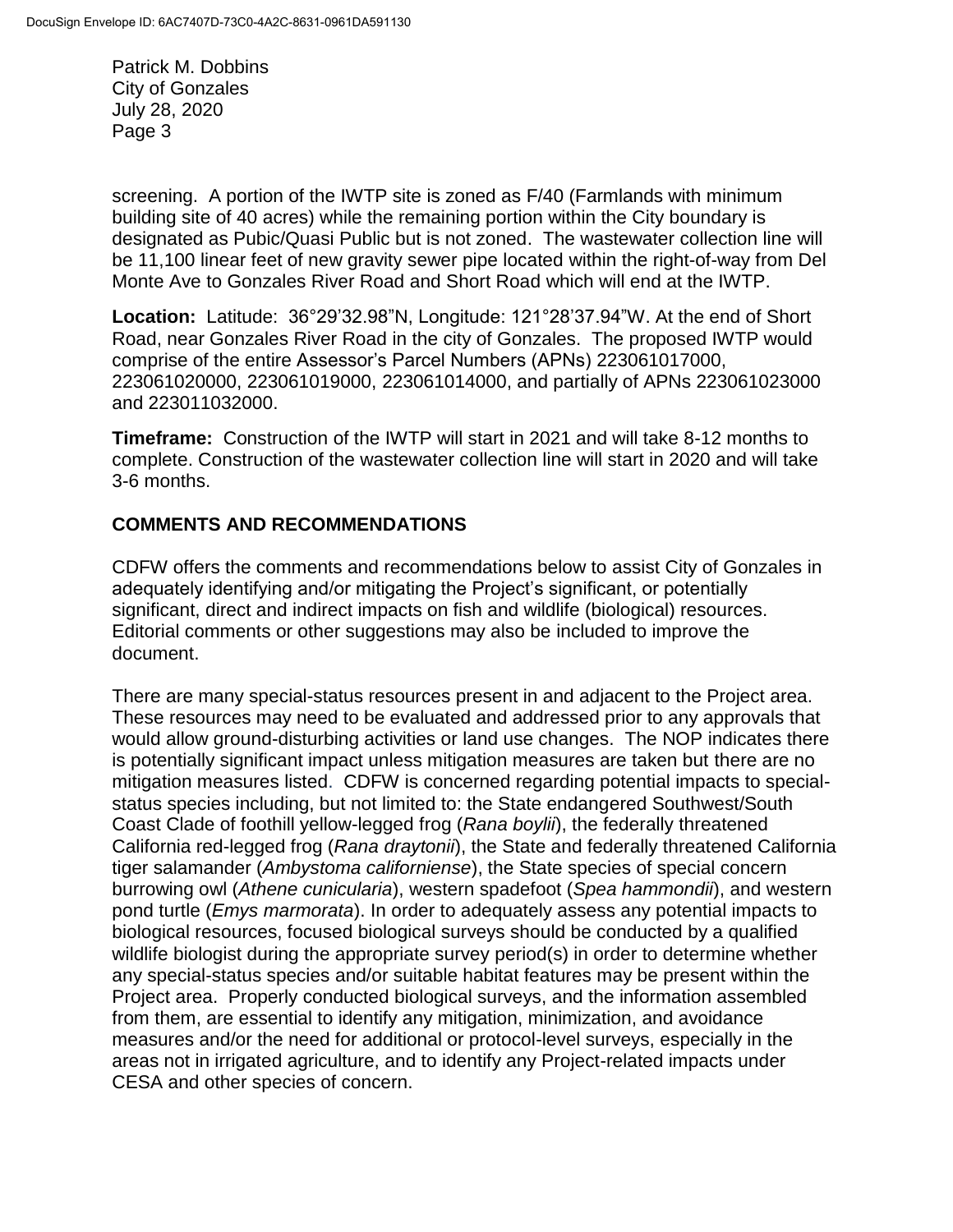screening. A portion of the IWTP site is zoned as F/40 (Farmlands with minimum building site of 40 acres) while the remaining portion within the City boundary is designated as Pubic/Quasi Public but is not zoned. The wastewater collection line will be 11,100 linear feet of new gravity sewer pipe located within the right-of-way from Del Monte Ave to Gonzales River Road and Short Road which will end at the IWTP.

**Location:** Latitude: 36°29'32.98"N, Longitude: 121°28'37.94"W. At the end of Short Road, near Gonzales River Road in the city of Gonzales. The proposed IWTP would comprise of the entire Assessor's Parcel Numbers (APNs) 223061017000, 223061020000, 223061019000, 223061014000, and partially of APNs 223061023000 and 223011032000.

**Timeframe:** Construction of the IWTP will start in 2021 and will take 8-12 months to complete. Construction of the wastewater collection line will start in 2020 and will take 3-6 months.

## COMMENTS AND RECOMMENDATIONS

CDFW offers the comments and recommendations below to assist City of Gonzales in adequately identifying and/or mitigating the Project's significant, or potentially significant, direct and indirect impacts on fish and wildlife (biological) resources. Editorial comments or other suggestions may also be included to improve the document.

There are many special-status resources present in and adjacent to the Project area. These resources may need to be evaluated and addressed prior to any approvals that would allow ground-disturbing activities or land use changes. The NOP indicates there is potentially significant impact unless mitigation measures are taken but there are no mitigation measures listed. CDFW is concerned regarding potential impacts to special-status species including, but not limited to: the State endangered Southwest/South Coast Clade of foothill yellow-legged frog (*Rana boylii*), the federally threatened California red-legged frog (*Rana draytonii*), the State and federally threatened California tiger salamander (*Ambystoma californiense*), the State species of special concern burrowing owl (*Athene cunicularia*), western spadefoot (*Spea hammondii*), and western pond turtle (*Emys marmorata*). In order to adequately assess any potential impacts to biological resources, focused biological surveys should be conducted by a qualified wildlife biologist during the appropriate survey period(s) in order to determine whether any special-status species and/or suitable habitat features may be present within the Project area. Properly conducted biological surveys, and the information assembled from them, are essential to identify any mitigation, minimization, and avoidance measures and/or the need for additional or protocol-level surveys, especially in the areas not in irrigated agriculture, and to identify any Project-related impacts under CESA and other species of concern.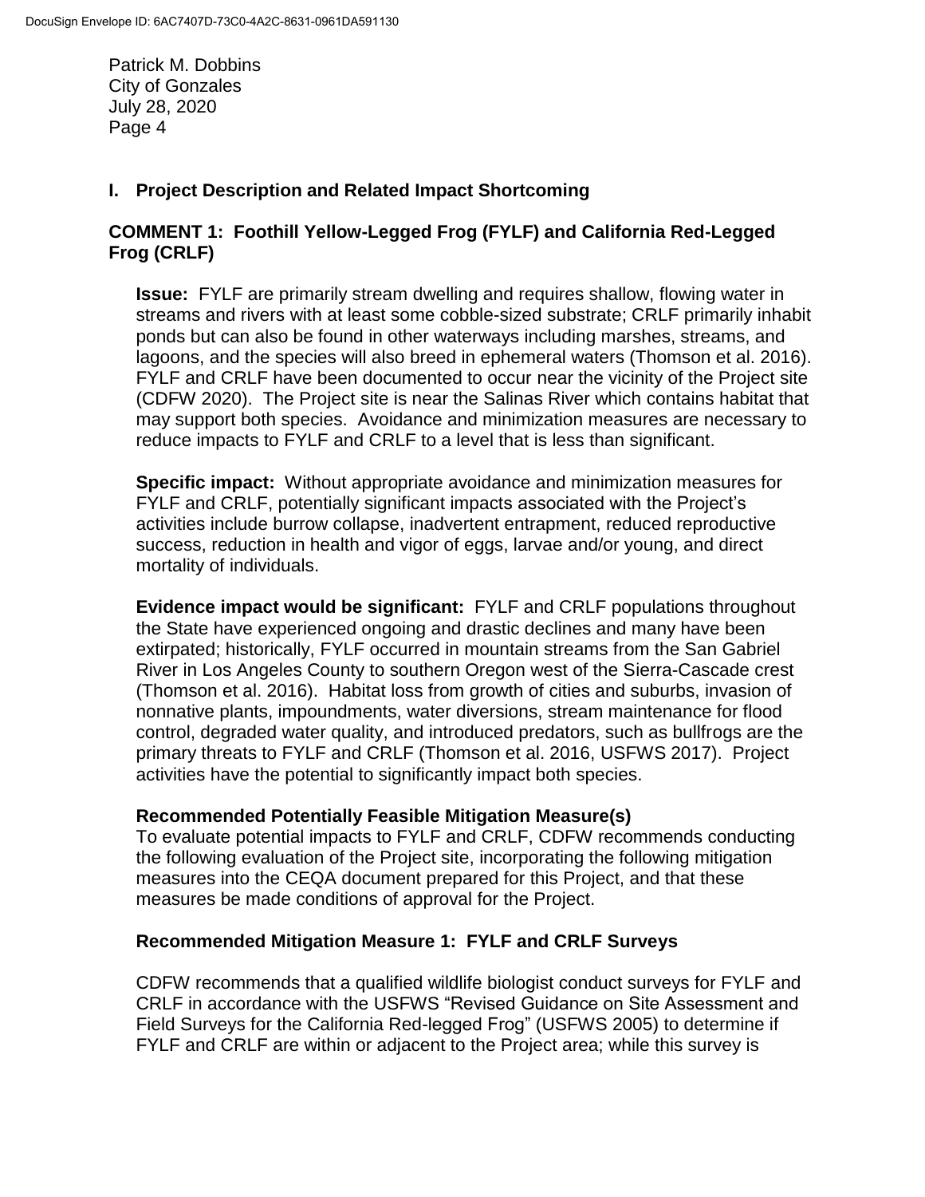## I. Project Description and Related Impact Shortcoming

### COMMENT 1: Foothill Yellow-Legged Frog (FYLF) and California Red-Legged Frog (CRLF)

**Issue:** FYLF are primarily stream dwelling and requires shallow, flowing water in streams and rivers with at least some cobble-sized substrate; CRLF primarily inhabit ponds but can also be found in other waterways including marshes, streams, and lagoons, and the species will also breed in ephemeral waters (Thomson et al. 2016). FYLF and CRLF have been documented to occur near the vicinity of the Project site (CDFW 2020). The Project site is near the Salinas River which contains habitat that may support both species. Avoidance and minimization measures are necessary to reduce impacts to FYLF and CRLF to a level that is less than significant.

**Specific impact:** Without appropriate avoidance and minimization measures for FYLF and CRLF, potentially significant impacts associated with the Project's activities include burrow collapse, inadvertent entrapment, reduced reproductive success, reduction in health and vigor of eggs, larvae and/or young, and direct mortality of individuals.

**Evidence impact would be significant:** FYLF and CRLF populations throughout the State have experienced ongoing and drastic declines and many have been extirpated; historically, FYLF occurred in mountain streams from the San Gabriel River in Los Angeles County to southern Oregon west of the Sierra-Cascade crest (Thomson et al. 2016). Habitat loss from growth of cities and suburbs, invasion of nonnative plants, impoundments, water diversions, stream maintenance for flood control, degraded water quality, and introduced predators, such as bullfrogs are the primary threats to FYLF and CRLF (Thomson et al. 2016, USFWS 2017). Project activities have the potential to significantly impact both species.

**Recommended Potentially Feasible Mitigation Measure(s)**

To evaluate potential impacts to FYLF and CRLF, CDFW recommends conducting the following evaluation of the Project site, incorporating the following mitigation measures into the CEQA document prepared for this Project, and that these measures be made conditions of approval for the Project.

**Recommended Mitigation Measure 1: FYLF and CRLF Surveys**

CDFW recommends that a qualified wildlife biologist conduct surveys for FYLF and CRLF in accordance with the USFWS "Revised Guidance on Site Assessment and Field Surveys for the California Red-legged Frog" (USFWS 2005) to determine if FYLF and CRLF are within or adjacent to the Project area; while this survey is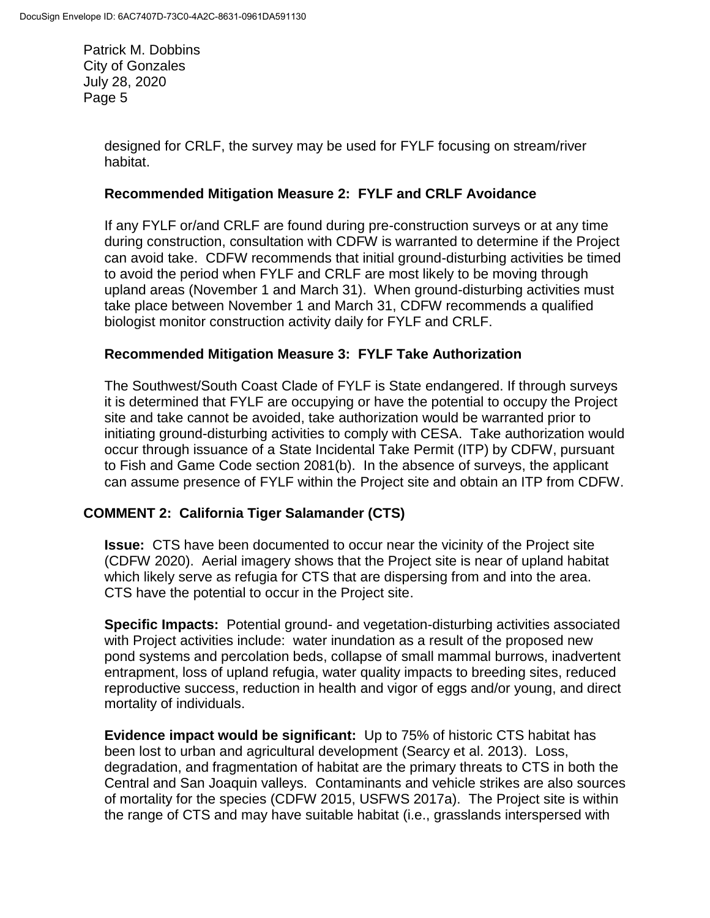designed for CRLF, the survey may be used for FYLF focusing on stream/river habitat.

**Recommended Mitigation Measure 2: FYLF and CRLF Avoidance**

If any FYLF or/and CRLF are found during pre-construction surveys or at any time during construction, consultation with CDFW is warranted to determine if the Project can avoid take. CDFW recommends that initial ground-disturbing activities be timed to avoid the period when FYLF and CRLF are most likely to be moving through upland areas (November 1 and March 31). When ground-disturbing activities must take place between November 1 and March 31, CDFW recommends a qualified biologist monitor construction activity daily for FYLF and CRLF.

**Recommended Mitigation Measure 3: FYLF Take Authorization**

The Southwest/South Coast Clade of FYLF is State endangered. If through surveys it is determined that FYLF are occupying or have the potential to occupy the Project site and take cannot be avoided, take authorization would be warranted prior to initiating ground-disturbing activities to comply with CESA. Take authorization would occur through issuance of a State Incidental Take Permit (ITP) by CDFW, pursuant to Fish and Game Code section 2081(b). In the absence of surveys, the applicant can assume presence of FYLF within the Project site and obtain an ITP from CDFW.

**COMMENT 2: California Tiger Salamander (CTS)**

**Issue:** CTS have been documented to occur near the vicinity of the Project site (CDFW 2020). Aerial imagery shows that the Project site is near of upland habitat which likely serve as refugia for CTS that are dispersing from and into the area. CTS have the potential to occur in the Project site.

**Specific Impacts:** Potential ground- and vegetation-disturbing activities associated with Project activities include: water inundation as a result of the proposed new pond systems and percolation beds, collapse of small mammal burrows, inadvertent entrapment, loss of upland refugia, water quality impacts to breeding sites, reduced reproductive success, reduction in health and vigor of eggs and/or young, and direct mortality of individuals.

**Evidence impact would be significant:** Up to 75% of historic CTS habitat has been lost to urban and agricultural development (Searcy et al. 2013). Loss, degradation, and fragmentation of habitat are the primary threats to CTS in both the Central and San Joaquin valleys. Contaminants and vehicle strikes are also sources of mortality for the species (CDFW 2015, USFWS 2017a). The Project site is within the range of CTS and may have suitable habitat (i.e., grasslands interspersed with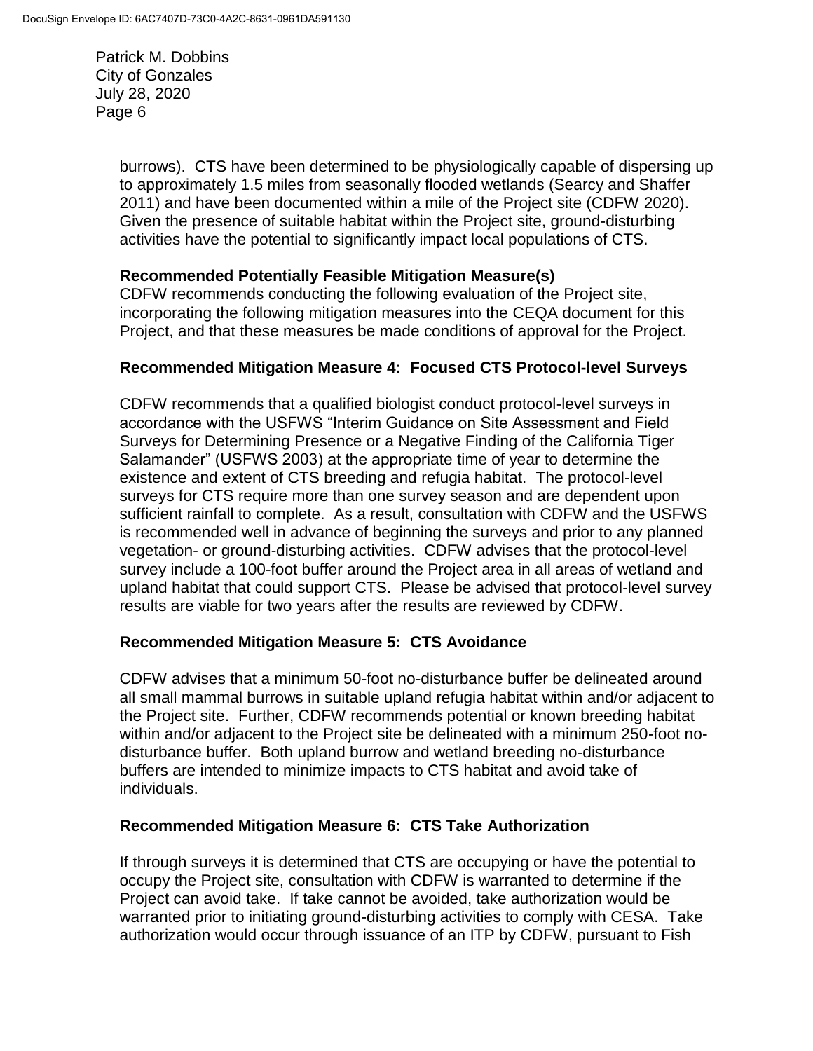burrows). CTS have been determined to be physiologically capable of dispersing up to approximately 1.5 miles from seasonally flooded wetlands (Searcy and Shaffer 2011) and have been documented within a mile of the Project site (CDFW 2020). Given the presence of suitable habitat within the Project site, ground-disturbing activities have the potential to significantly impact local populations of CTS.

**Recommended Potentially Feasible Mitigation Measure(s)**
CDFW recommends conducting the following evaluation of the Project site, incorporating the following mitigation measures into the CEQA document for this Project, and that these measures be made conditions of approval for the Project.

**Recommended Mitigation Measure 4: Focused CTS Protocol-level Surveys**

CDFW recommends that a qualified biologist conduct protocol-level surveys in accordance with the USFWS "Interim Guidance on Site Assessment and Field Surveys for Determining Presence or a Negative Finding of the California Tiger Salamander" (USFWS 2003) at the appropriate time of year to determine the existence and extent of CTS breeding and refugia habitat. The protocol-level surveys for CTS require more than one survey season and are dependent upon sufficient rainfall to complete. As a result, consultation with CDFW and the USFWS is recommended well in advance of beginning the surveys and prior to any planned vegetation- or ground-disturbing activities. CDFW advises that the protocol-level survey include a 100-foot buffer around the Project area in all areas of wetland and upland habitat that could support CTS. Please be advised that protocol-level survey results are viable for two years after the results are reviewed by CDFW.

**Recommended Mitigation Measure 5: CTS Avoidance**

CDFW advises that a minimum 50-foot no-disturbance buffer be delineated around all small mammal burrows in suitable upland refugia habitat within and/or adjacent to the Project site. Further, CDFW recommends potential or known breeding habitat within and/or adjacent to the Project site be delineated with a minimum 250-foot no-disturbance buffer. Both upland burrow and wetland breeding no-disturbance buffers are intended to minimize impacts to CTS habitat and avoid take of individuals.

**Recommended Mitigation Measure 6: CTS Take Authorization**

If through surveys it is determined that CTS are occupying or have the potential to occupy the Project site, consultation with CDFW is warranted to determine if the Project can avoid take. If take cannot be avoided, take authorization would be warranted prior to initiating ground-disturbing activities to comply with CESA. Take authorization would occur through issuance of an ITP by CDFW, pursuant to Fish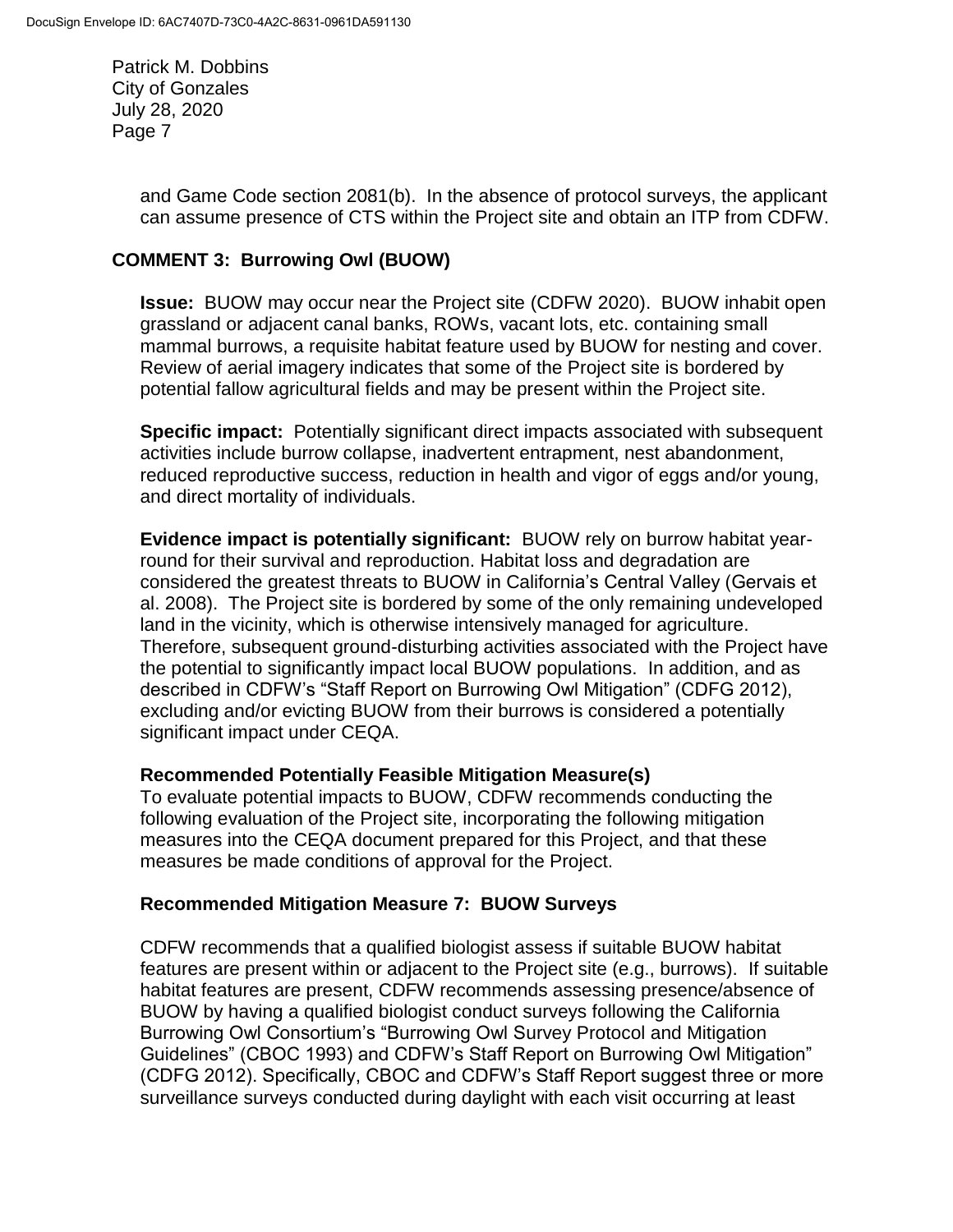and Game Code section 2081(b). In the absence of protocol surveys, the applicant can assume presence of CTS within the Project site and obtain an ITP from CDFW.

## COMMENT 3: Burrowing Owl (BUOW)

**Issue:** BUOW may occur near the Project site (CDFW 2020). BUOW inhabit open grassland or adjacent canal banks, ROWs, vacant lots, etc. containing small mammal burrows, a requisite habitat feature used by BUOW for nesting and cover. Review of aerial imagery indicates that some of the Project site is bordered by potential fallow agricultural fields and may be present within the Project site.

**Specific impact:** Potentially significant direct impacts associated with subsequent activities include burrow collapse, inadvertent entrapment, nest abandonment, reduced reproductive success, reduction in health and vigor of eggs and/or young, and direct mortality of individuals.

**Evidence impact is potentially significant:** BUOW rely on burrow habitat year-round for their survival and reproduction. Habitat loss and degradation are considered the greatest threats to BUOW in California's Central Valley (Gervais et al. 2008). The Project site is bordered by some of the only remaining undeveloped land in the vicinity, which is otherwise intensively managed for agriculture. Therefore, subsequent ground-disturbing activities associated with the Project have the potential to significantly impact local BUOW populations. In addition, and as described in CDFW's "Staff Report on Burrowing Owl Mitigation" (CDFG 2012), excluding and/or evicting BUOW from their burrows is considered a potentially significant impact under CEQA.

### Recommended Potentially Feasible Mitigation Measure(s)

To evaluate potential impacts to BUOW, CDFW recommends conducting the following evaluation of the Project site, incorporating the following mitigation measures into the CEQA document prepared for this Project, and that these measures be made conditions of approval for the Project.

### Recommended Mitigation Measure 7: BUOW Surveys

CDFW recommends that a qualified biologist assess if suitable BUOW habitat features are present within or adjacent to the Project site (e.g., burrows). If suitable habitat features are present, CDFW recommends assessing presence/absence of BUOW by having a qualified biologist conduct surveys following the California Burrowing Owl Consortium's "Burrowing Owl Survey Protocol and Mitigation Guidelines" (CBOC 1993) and CDFW's Staff Report on Burrowing Owl Mitigation" (CDFG 2012). Specifically, CBOC and CDFW's Staff Report suggest three or more surveillance surveys conducted during daylight with each visit occurring at least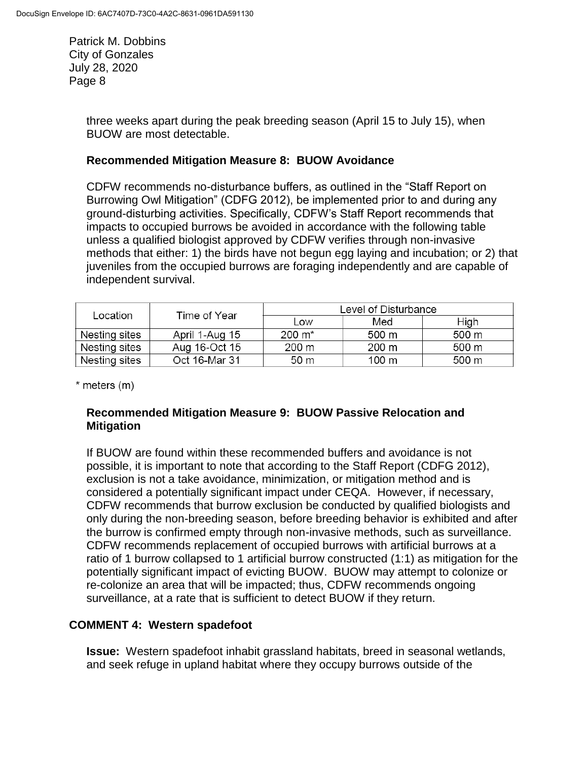three weeks apart during the peak breeding season (April 15 to July 15), when BUOW are most detectable.

**Recommended Mitigation Measure 8: BUOW Avoidance**

CDFW recommends no-disturbance buffers, as outlined in the "Staff Report on Burrowing Owl Mitigation" (CDFG 2012), be implemented prior to and during any ground-disturbing activities. Specifically, CDFW's Staff Report recommends that impacts to occupied burrows be avoided in accordance with the following table unless a qualified biologist approved by CDFW verifies through non-invasive methods that either: 1) the birds have not begun egg laying and incubation; or 2) that juveniles from the occupied burrows are foraging independently and are capable of independent survival.

| Location | Time of Year | Level of Disturbance | | |
|---|---|---|---|---|
| | | Low | Med | High |
| Nesting sites | April 1-Aug 15 | 200 m* | 500 m | 500 m |
| Nesting sites | Aug 16-Oct 15 | 200 m | 200 m | 500 m |
| Nesting sites | Oct 16-Mar 31 | 50 m | 100 m | 500 m |

* meters (m)

**Recommended Mitigation Measure 9: BUOW Passive Relocation and Mitigation**

If BUOW are found within these recommended buffers and avoidance is not possible, it is important to note that according to the Staff Report (CDFG 2012), exclusion is not a take avoidance, minimization, or mitigation method and is considered a potentially significant impact under CEQA. However, if necessary, CDFW recommends that burrow exclusion be conducted by qualified biologists and only during the non-breeding season, before breeding behavior is exhibited and after the burrow is confirmed empty through non-invasive methods, such as surveillance. CDFW recommends replacement of occupied burrows with artificial burrows at a ratio of 1 burrow collapsed to 1 artificial burrow constructed (1:1) as mitigation for the potentially significant impact of evicting BUOW. BUOW may attempt to colonize or re-colonize an area that will be impacted; thus, CDFW recommends ongoing surveillance, at a rate that is sufficient to detect BUOW if they return.

**COMMENT 4: Western spadefoot**

**Issue:** Western spadefoot inhabit grassland habitats, breed in seasonal wetlands, and seek refuge in upland habitat where they occupy burrows outside of the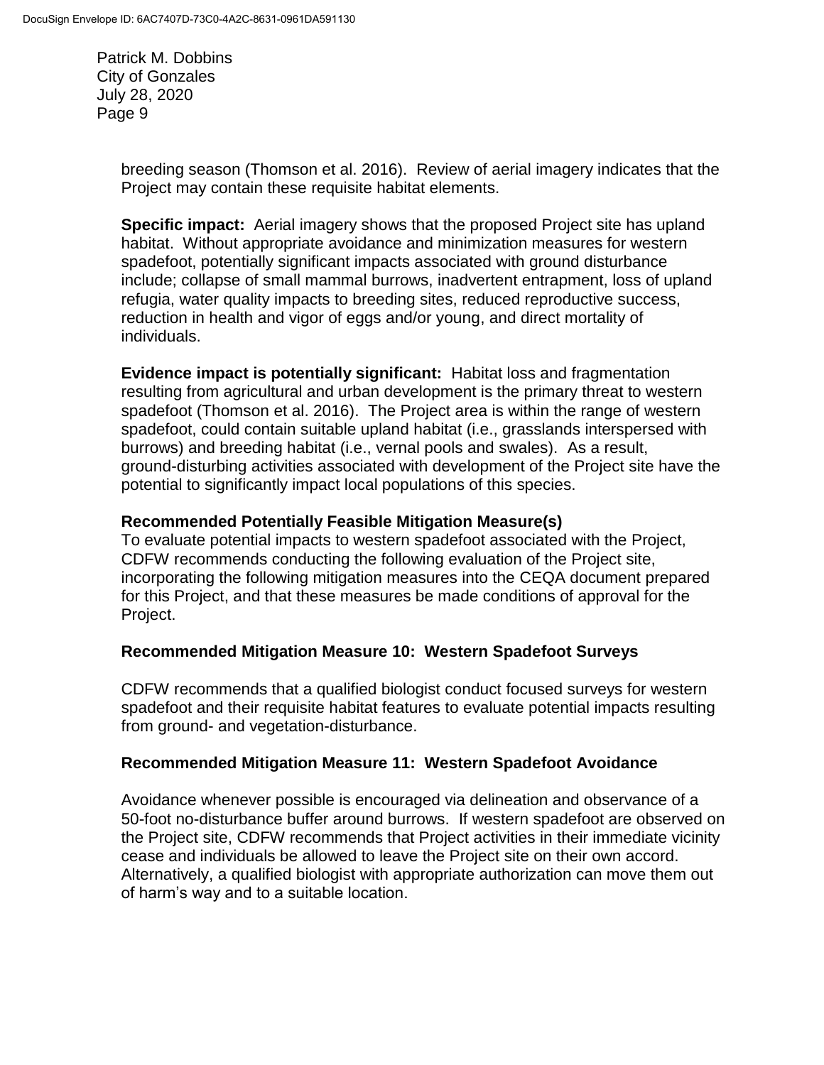breeding season (Thomson et al. 2016). Review of aerial imagery indicates that the Project may contain these requisite habitat elements.

**Specific impact:** Aerial imagery shows that the proposed Project site has upland habitat. Without appropriate avoidance and minimization measures for western spadefoot, potentially significant impacts associated with ground disturbance include; collapse of small mammal burrows, inadvertent entrapment, loss of upland refugia, water quality impacts to breeding sites, reduced reproductive success, reduction in health and vigor of eggs and/or young, and direct mortality of individuals.

**Evidence impact is potentially significant:** Habitat loss and fragmentation resulting from agricultural and urban development is the primary threat to western spadefoot (Thomson et al. 2016). The Project area is within the range of western spadefoot, could contain suitable upland habitat (i.e., grasslands interspersed with burrows) and breeding habitat (i.e., vernal pools and swales). As a result, ground-disturbing activities associated with development of the Project site have the potential to significantly impact local populations of this species.

**Recommended Potentially Feasible Mitigation Measure(s)**
To evaluate potential impacts to western spadefoot associated with the Project, CDFW recommends conducting the following evaluation of the Project site, incorporating the following mitigation measures into the CEQA document prepared for this Project, and that these measures be made conditions of approval for the Project.

**Recommended Mitigation Measure 10: Western Spadefoot Surveys**

CDFW recommends that a qualified biologist conduct focused surveys for western spadefoot and their requisite habitat features to evaluate potential impacts resulting from ground- and vegetation-disturbance.

**Recommended Mitigation Measure 11: Western Spadefoot Avoidance**

Avoidance whenever possible is encouraged via delineation and observance of a 50-foot no-disturbance buffer around burrows. If western spadefoot are observed on the Project site, CDFW recommends that Project activities in their immediate vicinity cease and individuals be allowed to leave the Project site on their own accord. Alternatively, a qualified biologist with appropriate authorization can move them out of harm's way and to a suitable location.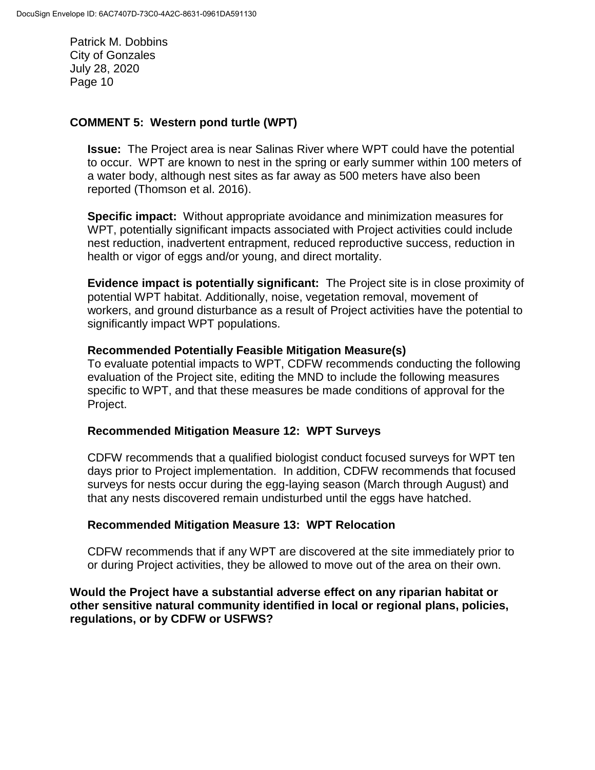## COMMENT 5: Western pond turtle (WPT)

**Issue:** The Project area is near Salinas River where WPT could have the potential to occur. WPT are known to nest in the spring or early summer within 100 meters of a water body, although nest sites as far away as 500 meters have also been reported (Thomson et al. 2016).

**Specific impact:** Without appropriate avoidance and minimization measures for WPT, potentially significant impacts associated with Project activities could include nest reduction, inadvertent entrapment, reduced reproductive success, reduction in health or vigor of eggs and/or young, and direct mortality.

**Evidence impact is potentially significant:** The Project site is in close proximity of potential WPT habitat. Additionally, noise, vegetation removal, movement of workers, and ground disturbance as a result of Project activities have the potential to significantly impact WPT populations.

**Recommended Potentially Feasible Mitigation Measure(s)**

To evaluate potential impacts to WPT, CDFW recommends conducting the following evaluation of the Project site, editing the MND to include the following measures specific to WPT, and that these measures be made conditions of approval for the Project.

**Recommended Mitigation Measure 12: WPT Surveys**

CDFW recommends that a qualified biologist conduct focused surveys for WPT ten days prior to Project implementation. In addition, CDFW recommends that focused surveys for nests occur during the egg-laying season (March through August) and that any nests discovered remain undisturbed until the eggs have hatched.

**Recommended Mitigation Measure 13: WPT Relocation**

CDFW recommends that if any WPT are discovered at the site immediately prior to or during Project activities, they be allowed to move out of the area on their own.

**Would the Project have a substantial adverse effect on any riparian habitat or other sensitive natural community identified in local or regional plans, policies, regulations, or by CDFW or USFWS?**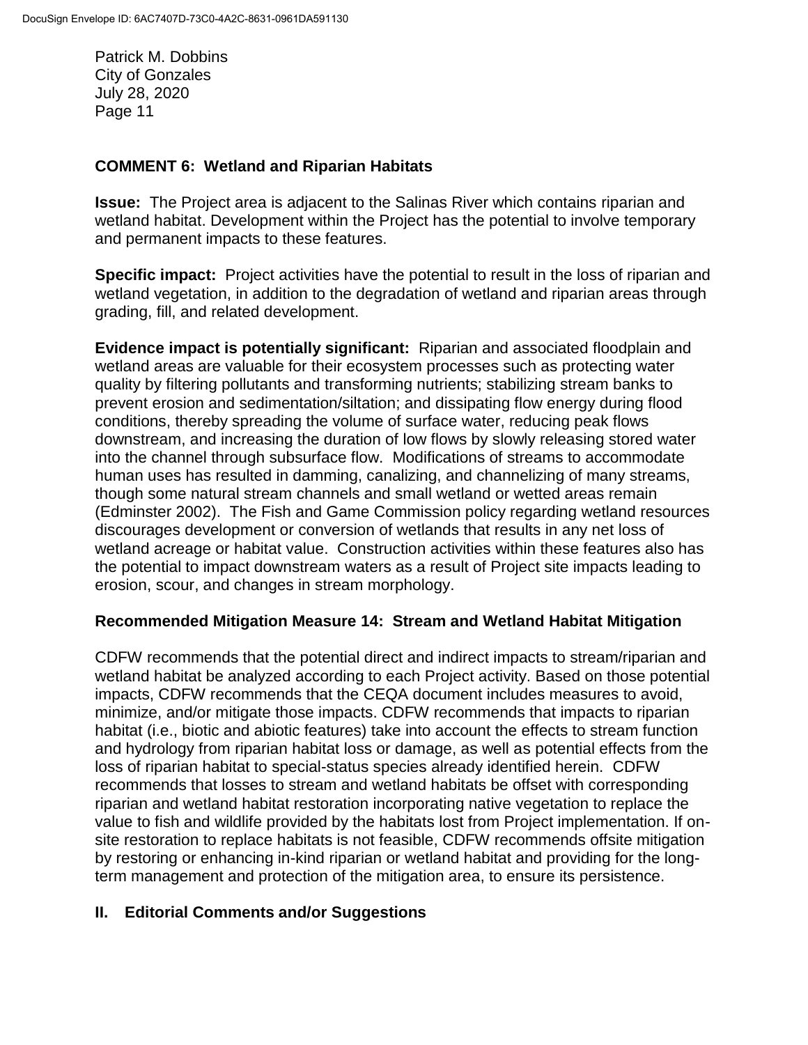### COMMENT 6: Wetland and Riparian Habitats

**Issue:** The Project area is adjacent to the Salinas River which contains riparian and wetland habitat. Development within the Project has the potential to involve temporary and permanent impacts to these features.

**Specific impact:** Project activities have the potential to result in the loss of riparian and wetland vegetation, in addition to the degradation of wetland and riparian areas through grading, fill, and related development.

**Evidence impact is potentially significant:** Riparian and associated floodplain and wetland areas are valuable for their ecosystem processes such as protecting water quality by filtering pollutants and transforming nutrients; stabilizing stream banks to prevent erosion and sedimentation/siltation; and dissipating flow energy during flood conditions, thereby spreading the volume of surface water, reducing peak flows downstream, and increasing the duration of low flows by slowly releasing stored water into the channel through subsurface flow. Modifications of streams to accommodate human uses has resulted in damming, canalizing, and channelizing of many streams, though some natural stream channels and small wetland or wetted areas remain (Edminster 2002). The Fish and Game Commission policy regarding wetland resources discourages development or conversion of wetlands that results in any net loss of wetland acreage or habitat value. Construction activities within these features also has the potential to impact downstream waters as a result of Project site impacts leading to erosion, scour, and changes in stream morphology.

### Recommended Mitigation Measure 14: Stream and Wetland Habitat Mitigation

CDFW recommends that the potential direct and indirect impacts to stream/riparian and wetland habitat be analyzed according to each Project activity. Based on those potential impacts, CDFW recommends that the CEQA document includes measures to avoid, minimize, and/or mitigate those impacts. CDFW recommends that impacts to riparian habitat (i.e., biotic and abiotic features) take into account the effects to stream function and hydrology from riparian habitat loss or damage, as well as potential effects from the loss of riparian habitat to special-status species already identified herein. CDFW recommends that losses to stream and wetland habitats be offset with corresponding riparian and wetland habitat restoration incorporating native vegetation to replace the value to fish and wildlife provided by the habitats lost from Project implementation. If on-site restoration to replace habitats is not feasible, CDFW recommends offsite mitigation by restoring or enhancing in-kind riparian or wetland habitat and providing for the long-term management and protection of the mitigation area, to ensure its persistence.

## II. Editorial Comments and/or Suggestions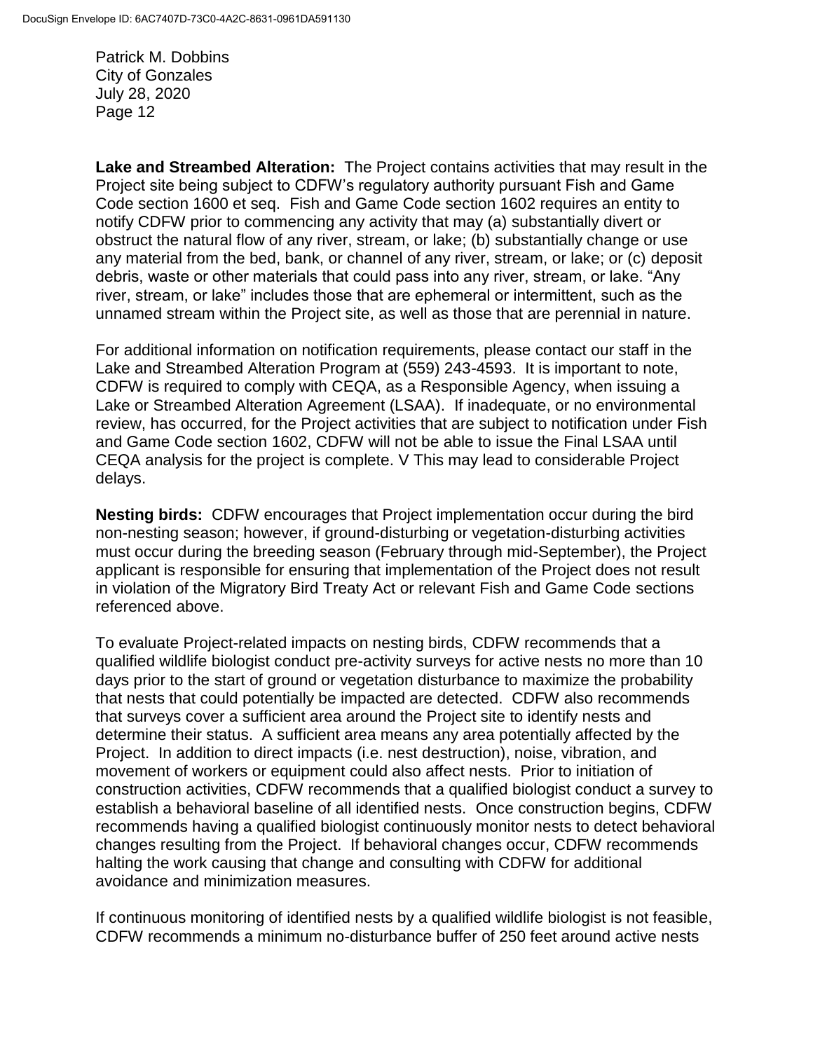**Lake and Streambed Alteration:** The Project contains activities that may result in the Project site being subject to CDFW's regulatory authority pursuant Fish and Game Code section 1600 et seq. Fish and Game Code section 1602 requires an entity to notify CDFW prior to commencing any activity that may (a) substantially divert or obstruct the natural flow of any river, stream, or lake; (b) substantially change or use any material from the bed, bank, or channel of any river, stream, or lake; or (c) deposit debris, waste or other materials that could pass into any river, stream, or lake. "Any river, stream, or lake" includes those that are ephemeral or intermittent, such as the unnamed stream within the Project site, as well as those that are perennial in nature.

For additional information on notification requirements, please contact our staff in the Lake and Streambed Alteration Program at (559) 243-4593. It is important to note, CDFW is required to comply with CEQA, as a Responsible Agency, when issuing a Lake or Streambed Alteration Agreement (LSAA). If inadequate, or no environmental review, has occurred, for the Project activities that are subject to notification under Fish and Game Code section 1602, CDFW will not be able to issue the Final LSAA until CEQA analysis for the project is complete. V This may lead to considerable Project delays.

**Nesting birds:** CDFW encourages that Project implementation occur during the bird non-nesting season; however, if ground-disturbing or vegetation-disturbing activities must occur during the breeding season (February through mid-September), the Project applicant is responsible for ensuring that implementation of the Project does not result in violation of the Migratory Bird Treaty Act or relevant Fish and Game Code sections referenced above.

To evaluate Project-related impacts on nesting birds, CDFW recommends that a qualified wildlife biologist conduct pre-activity surveys for active nests no more than 10 days prior to the start of ground or vegetation disturbance to maximize the probability that nests that could potentially be impacted are detected. CDFW also recommends that surveys cover a sufficient area around the Project site to identify nests and determine their status. A sufficient area means any area potentially affected by the Project. In addition to direct impacts (i.e. nest destruction), noise, vibration, and movement of workers or equipment could also affect nests. Prior to initiation of construction activities, CDFW recommends that a qualified biologist conduct a survey to establish a behavioral baseline of all identified nests. Once construction begins, CDFW recommends having a qualified biologist continuously monitor nests to detect behavioral changes resulting from the Project. If behavioral changes occur, CDFW recommends halting the work causing that change and consulting with CDFW for additional avoidance and minimization measures.

If continuous monitoring of identified nests by a qualified wildlife biologist is not feasible, CDFW recommends a minimum no-disturbance buffer of 250 feet around active nests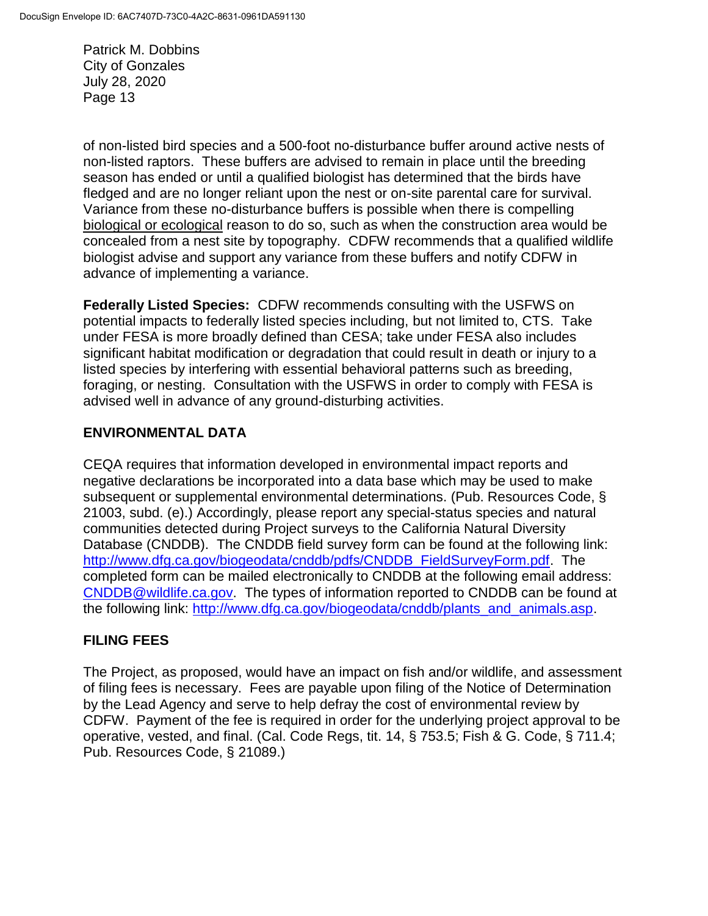of non-listed bird species and a 500-foot no-disturbance buffer around active nests of non-listed raptors. These buffers are advised to remain in place until the breeding season has ended or until a qualified biologist has determined that the birds have fledged and are no longer reliant upon the nest or on-site parental care for survival. Variance from these no-disturbance buffers is possible when there is compelling biological or ecological reason to do so, such as when the construction area would be concealed from a nest site by topography. CDFW recommends that a qualified wildlife biologist advise and support any variance from these buffers and notify CDFW in advance of implementing a variance.

**Federally Listed Species:** CDFW recommends consulting with the USFWS on potential impacts to federally listed species including, but not limited to, CTS. Take under FESA is more broadly defined than CESA; take under FESA also includes significant habitat modification or degradation that could result in death or injury to a listed species by interfering with essential behavioral patterns such as breeding, foraging, or nesting. Consultation with the USFWS in order to comply with FESA is advised well in advance of any ground-disturbing activities.

## ENVIRONMENTAL DATA

CEQA requires that information developed in environmental impact reports and negative declarations be incorporated into a data base which may be used to make subsequent or supplemental environmental determinations. (Pub. Resources Code, § 21003, subd. (e).) Accordingly, please report any special-status species and natural communities detected during Project surveys to the California Natural Diversity Database (CNDDB). The CNDDB field survey form can be found at the following link: http://www.dfg.ca.gov/biogeodata/cnddb/pdfs/CNDDB_FieldSurveyForm.pdf. The completed form can be mailed electronically to CNDDB at the following email address: CNDDB@wildlife.ca.gov. The types of information reported to CNDDB can be found at the following link: http://www.dfg.ca.gov/biogeodata/cnddb/plants_and_animals.asp.

## FILING FEES

The Project, as proposed, would have an impact on fish and/or wildlife, and assessment of filing fees is necessary. Fees are payable upon filing of the Notice of Determination by the Lead Agency and serve to help defray the cost of environmental review by CDFW. Payment of the fee is required in order for the underlying project approval to be operative, vested, and final. (Cal. Code Regs, tit. 14, § 753.5; Fish & G. Code, § 711.4; Pub. Resources Code, § 21089.)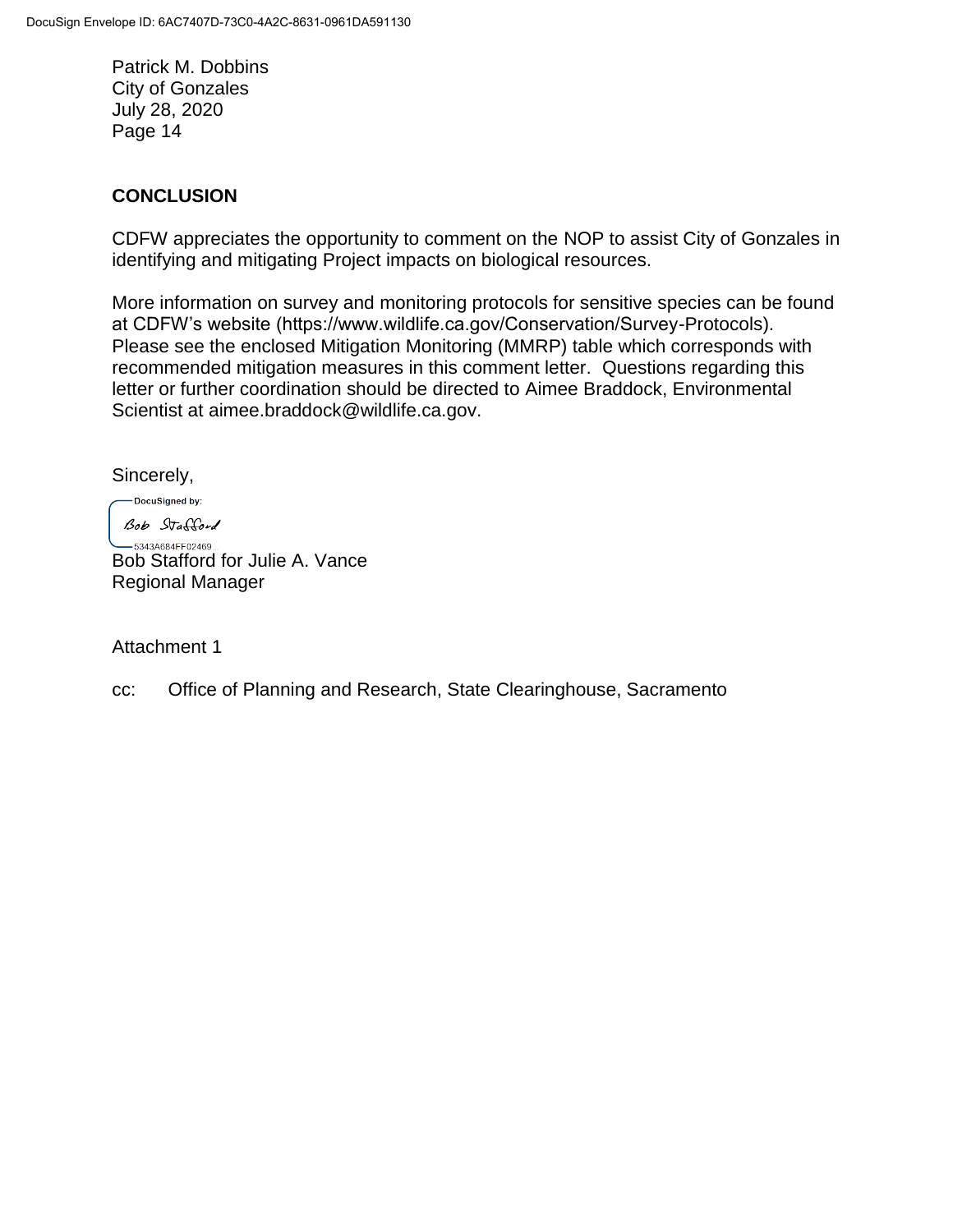Patrick M. Dobbins
City of Gonzales
July 28, 2020

## CONCLUSION

CDFW appreciates the opportunity to comment on the NOP to assist City of Gonzales in identifying and mitigating Project impacts on biological resources.

More information on survey and monitoring protocols for sensitive species can be found at CDFW's website (https://www.wildlife.ca.gov/Conservation/Survey-Protocols). Please see the enclosed Mitigation Monitoring (MMRP) table which corresponds with recommended mitigation measures in this comment letter. Questions regarding this letter or further coordination should be directed to Aimee Braddock, Environmental Scientist at aimee.braddock@wildlife.ca.gov.

Sincerely,

DocuSigned by:
Bob Stafford
5343A684FF02469

Bob Stafford for Julie A. Vance
Regional Manager

Attachment 1

cc: Office of Planning and Research, State Clearinghouse, Sacramento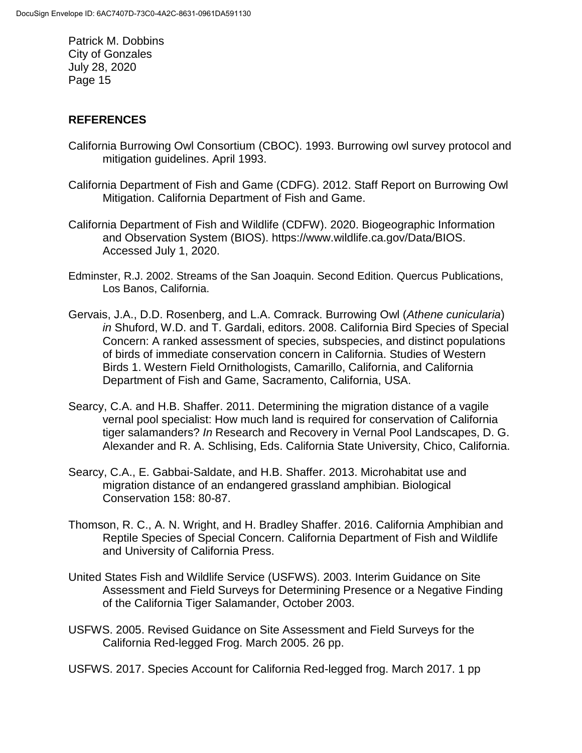## REFERENCES

California Burrowing Owl Consortium (CBOC). 1993. Burrowing owl survey protocol and mitigation guidelines. April 1993.

California Department of Fish and Game (CDFG). 2012. Staff Report on Burrowing Owl Mitigation. California Department of Fish and Game.

California Department of Fish and Wildlife (CDFW). 2020. Biogeographic Information and Observation System (BIOS). https://www.wildlife.ca.gov/Data/BIOS. Accessed July 1, 2020.

Edminster, R.J. 2002. Streams of the San Joaquin. Second Edition. Quercus Publications, Los Banos, California.

Gervais, J.A., D.D. Rosenberg, and L.A. Comrack. Burrowing Owl (*Athene cunicularia*) *in* Shuford, W.D. and T. Gardali, editors. 2008. California Bird Species of Special Concern: A ranked assessment of species, subspecies, and distinct populations of birds of immediate conservation concern in California. Studies of Western Birds 1. Western Field Ornithologists, Camarillo, California, and California Department of Fish and Game, Sacramento, California, USA.

Searcy, C.A. and H.B. Shaffer. 2011. Determining the migration distance of a vagile vernal pool specialist: How much land is required for conservation of California tiger salamanders? *In* Research and Recovery in Vernal Pool Landscapes, D. G. Alexander and R. A. Schlising, Eds. California State University, Chico, California.

Searcy, C.A., E. Gabbai-Saldate, and H.B. Shaffer. 2013. Microhabitat use and migration distance of an endangered grassland amphibian. Biological Conservation 158: 80-87.

Thomson, R. C., A. N. Wright, and H. Bradley Shaffer. 2016. California Amphibian and Reptile Species of Special Concern. California Department of Fish and Wildlife and University of California Press.

United States Fish and Wildlife Service (USFWS). 2003. Interim Guidance on Site Assessment and Field Surveys for Determining Presence or a Negative Finding of the California Tiger Salamander, October 2003.

USFWS. 2005. Revised Guidance on Site Assessment and Field Surveys for the California Red-legged Frog. March 2005. 26 pp.

USFWS. 2017. Species Account for California Red-legged frog. March 2017. 1 pp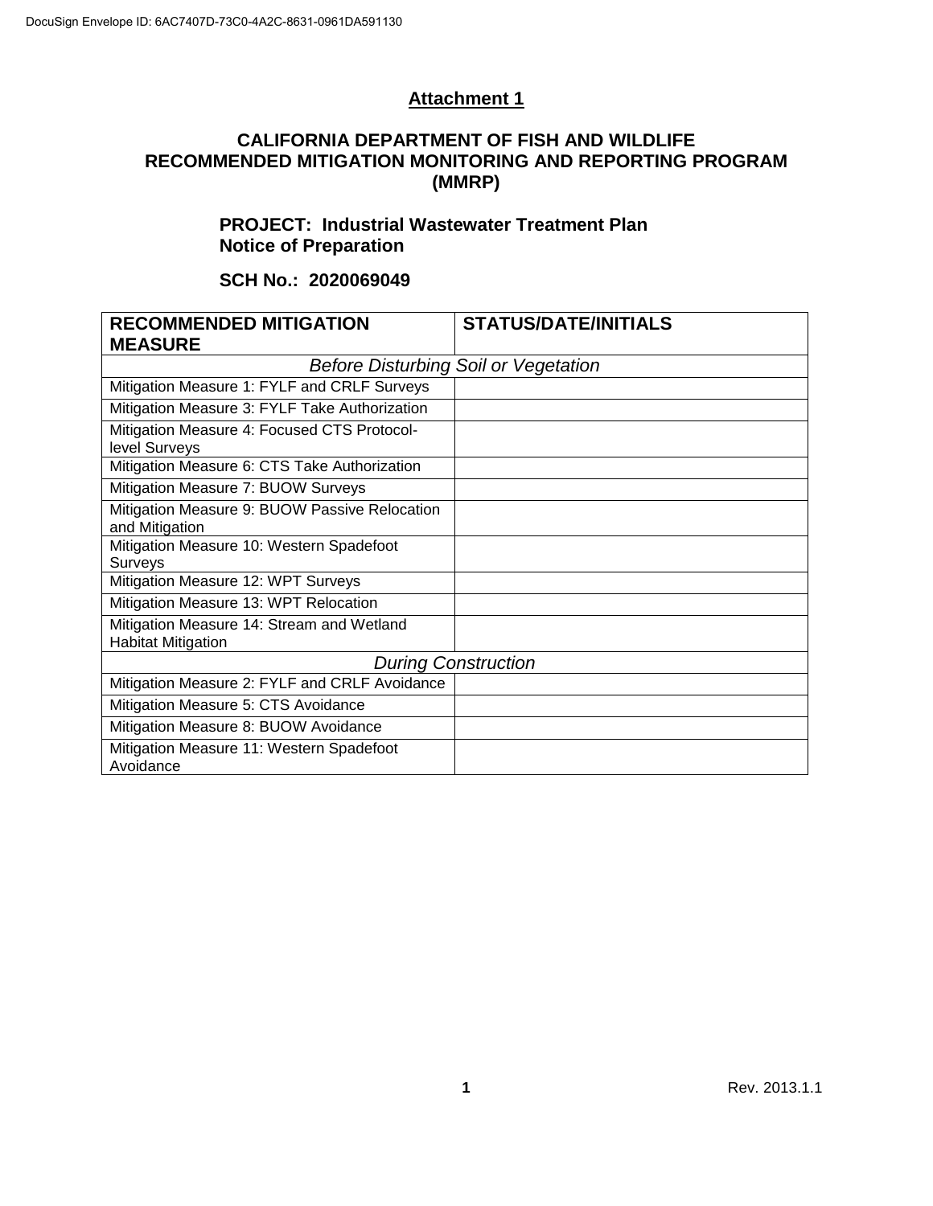DocuSign Envelope ID: 6AC7407D-73C0-4A2C-8631-0961DA591130

## Attachment 1

### CALIFORNIA DEPARTMENT OF FISH AND WILDLIFE RECOMMENDED MITIGATION MONITORING AND REPORTING PROGRAM (MMRP)

**PROJECT: Industrial Wastewater Treatment Plan Notice of Preparation**

**SCH No.: 2020069049**

| RECOMMENDED MITIGATION MEASURE | STATUS/DATE/INITIALS |
|---|---|
| *Before Disturbing Soil or Vegetation* | |
| Mitigation Measure 1: FYLF and CRLF Surveys | |
| Mitigation Measure 3: FYLF Take Authorization | |
| Mitigation Measure 4: Focused CTS Protocol-level Surveys | |
| Mitigation Measure 6: CTS Take Authorization | |
| Mitigation Measure 7: BUOW Surveys | |
| Mitigation Measure 9: BUOW Passive Relocation and Mitigation | |
| Mitigation Measure 10: Western Spadefoot Surveys | |
| Mitigation Measure 12: WPT Surveys | |
| Mitigation Measure 13: WPT Relocation | |
| Mitigation Measure 14: Stream and Wetland Habitat Mitigation | |
| *During Construction* | |
| Mitigation Measure 2: FYLF and CRLF Avoidance | |
| Mitigation Measure 5: CTS Avoidance | |
| Mitigation Measure 8: BUOW Avoidance | |
| Mitigation Measure 11: Western Spadefoot Avoidance | |

Rev. 2013.1.1